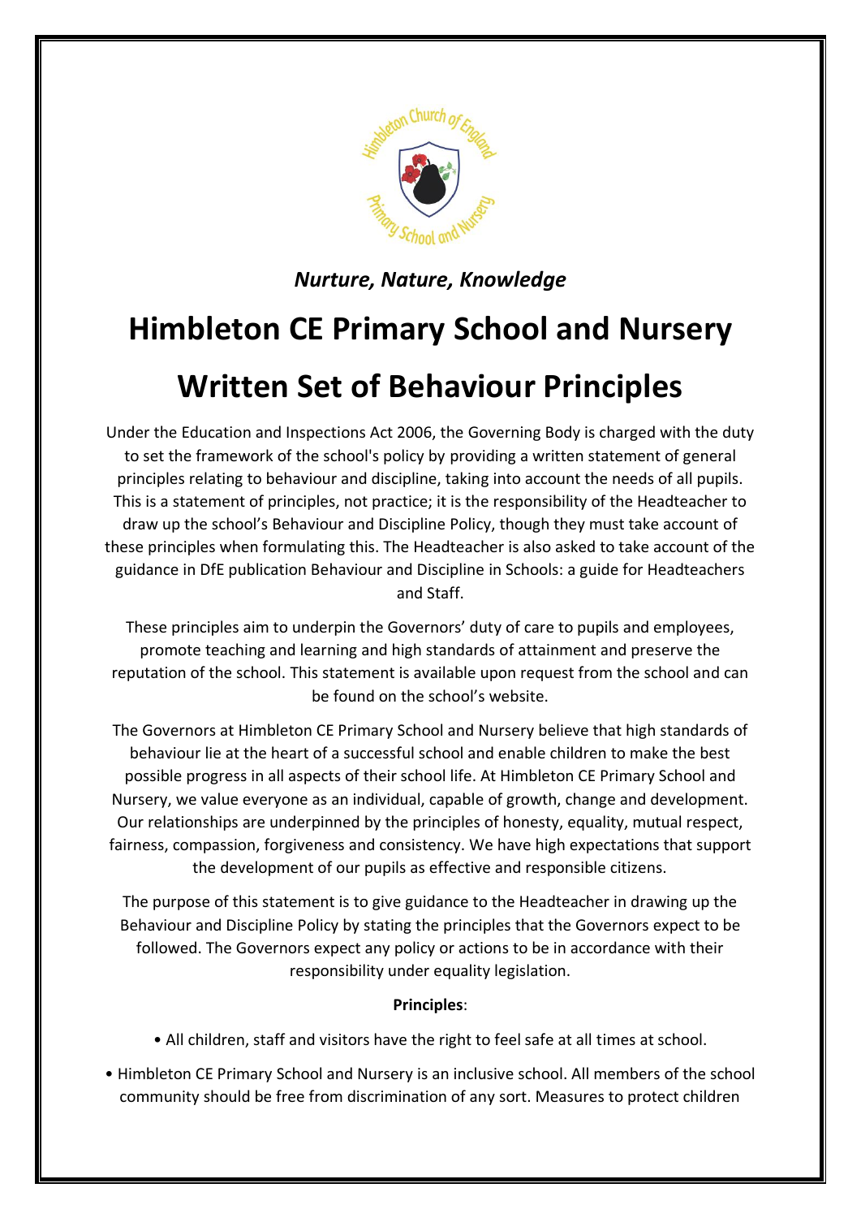*Nurture, Nature, Knowledge*

# Himbleton CE Primary School and Nursery

# Written Set of Behaviour Principles

Under the Education and Inspections Act 2006, the Governing Body is charged with the duty to set the framework of the school's policy by providing a written statement of general principles relating to behaviour and discipline, taking into account the needs of all pupils. This is a statement of principles, not practice; it is the responsibility of the Headteacher to draw up the school's Behaviour and Discipline Policy, though they must take account of these principles when formulating this. The Headteacher is also asked to take account of the guidance in DfE publication Behaviour and Discipline in Schools: a guide for Headteachers and Staff.

These principles aim to underpin the Governors' duty of care to pupils and employees, promote teaching and learning and high standards of attainment and preserve the reputation of the school. This statement is available upon request from the school and can be found on the school's website.

The Governors at Himbleton CE Primary School and Nursery believe that high standards of behaviour lie at the heart of a successful school and enable children to make the best possible progress in all aspects of their school life. At Himbleton CE Primary School and Nursery, we value everyone as an individual, capable of growth, change and development. Our relationships are underpinned by the principles of honesty, equality, mutual respect, fairness, compassion, forgiveness and consistency. We have high expectations that support the development of our pupils as effective and responsible citizens.

The purpose of this statement is to give guidance to the Headteacher in drawing up the Behaviour and Discipline Policy by stating the principles that the Governors expect to be followed. The Governors expect any policy or actions to be in accordance with their responsibility under equality legislation.

**Principles**:

- All children, staff and visitors have the right to feel safe at all times at school.
- Himbleton CE Primary School and Nursery is an inclusive school. All members of the school community should be free from discrimination of any sort. Measures to protect children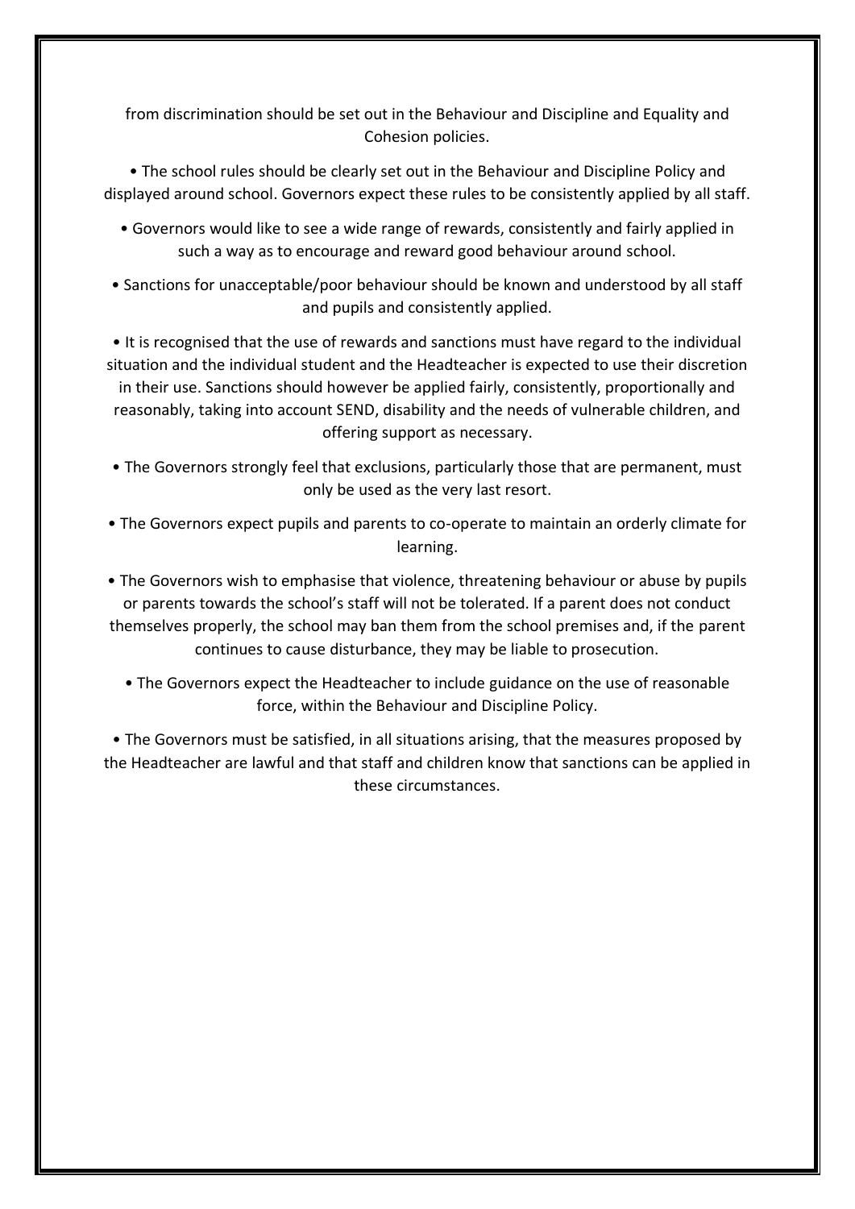from discrimination should be set out in the Behaviour and Discipline and Equality and Cohesion policies.

- The school rules should be clearly set out in the Behaviour and Discipline Policy and displayed around school. Governors expect these rules to be consistently applied by all staff.

- Governors would like to see a wide range of rewards, consistently and fairly applied in such a way as to encourage and reward good behaviour around school.

- Sanctions for unacceptable/poor behaviour should be known and understood by all staff and pupils and consistently applied.

- It is recognised that the use of rewards and sanctions must have regard to the individual situation and the individual student and the Headteacher is expected to use their discretion in their use. Sanctions should however be applied fairly, consistently, proportionally and reasonably, taking into account SEND, disability and the needs of vulnerable children, and offering support as necessary.

- The Governors strongly feel that exclusions, particularly those that are permanent, must only be used as the very last resort.

- The Governors expect pupils and parents to co-operate to maintain an orderly climate for learning.

- The Governors wish to emphasise that violence, threatening behaviour or abuse by pupils or parents towards the school's staff will not be tolerated. If a parent does not conduct themselves properly, the school may ban them from the school premises and, if the parent continues to cause disturbance, they may be liable to prosecution.

- The Governors expect the Headteacher to include guidance on the use of reasonable force, within the Behaviour and Discipline Policy.

- The Governors must be satisfied, in all situations arising, that the measures proposed by the Headteacher are lawful and that staff and children know that sanctions can be applied in these circumstances.